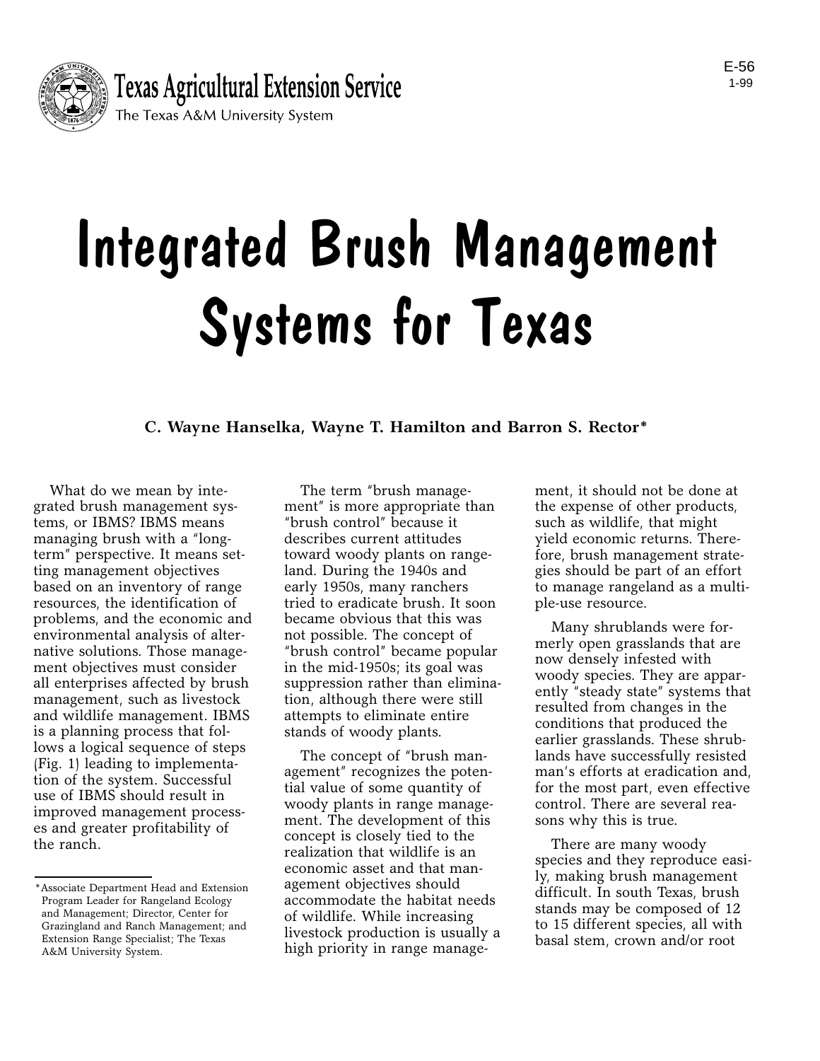Texas Agricultural Extension Service
The Texas A&M University System

E-56
1-99

# Integrated Brush Management Systems for Texas

**C. Wayne Hanselka, Wayne T. Hamilton and Barron S. Rector***

What do we mean by integrated brush management systems, or IBMS? IBMS means managing brush with a "long-term" perspective. It means setting management objectives based on an inventory of range resources, the identification of problems, and the economic and environmental analysis of alternative solutions. Those management objectives must consider all enterprises affected by brush management, such as livestock and wildlife management. IBMS is a planning process that follows a logical sequence of steps (Fig. 1) leading to implementation of the system. Successful use of IBMS should result in improved management processes and greater profitability of the ranch.

The term "brush management" is more appropriate than "brush control" because it describes current attitudes toward woody plants on rangeland. During the 1940s and early 1950s, many ranchers tried to eradicate brush. It soon became obvious that this was not possible. The concept of "brush control" became popular in the mid-1950s; its goal was suppression rather than elimination, although there were still attempts to eliminate entire stands of woody plants.

The concept of "brush management" recognizes the potential value of some quantity of woody plants in range management. The development of this concept is closely tied to the realization that wildlife is an economic asset and that management objectives should accommodate the habitat needs of wildlife. While increasing livestock production is usually a high priority in range management, it should not be done at the expense of other products, such as wildlife, that might yield economic returns. Therefore, brush management strategies should be part of an effort to manage rangeland as a multiple-use resource.

Many shrublands were formerly open grasslands that are now densely infested with woody species. They are apparently "steady state" systems that resulted from changes in the conditions that produced the earlier grasslands. These shrublands have successfully resisted man's efforts at eradication and, for the most part, even effective control. There are several reasons why this is true.

There are many woody species and they reproduce easily, making brush management difficult. In south Texas, brush stands may be composed of 12 to 15 different species, all with basal stem, crown and/or root

*Associate Department Head and Extension Program Leader for Rangeland Ecology and Management; Director, Center for Grazingland and Ranch Management; and Extension Range Specialist; The Texas A&M University System.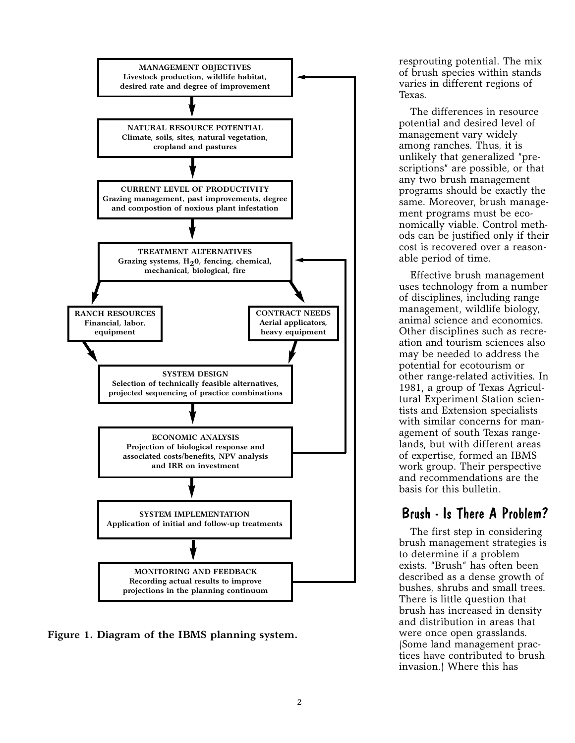**MANAGEMENT OBJECTIVES**
Livestock production, wildlife habitat, desired rate and degree of improvement

**NATURAL RESOURCE POTENTIAL**
Climate, soils, sites, natural vegetation, cropland and pastures

**CURRENT LEVEL OF PRODUCTIVITY**
Grazing management, past improvements, degree and compostion of noxious plant infestation

**TREATMENT ALTERNATIVES**
Grazing systems, $H_20$, fencing, chemical, mechanical, biological, fire

**RANCH RESOURCES**
Financial, labor, equipment

**CONTRACT NEEDS**
Aerial applicators, heavy equipment

**SYSTEM DESIGN**
Selection of technically feasible alternatives, projected sequencing of practice combinations

**ECONOMIC ANALYSIS**
Projection of biological response and associated costs/benefits, NPV analysis and IRR on investment

**SYSTEM IMPLEMENTATION**
Application of initial and follow-up treatments

**MONITORING AND FEEDBACK**
Recording actual results to improve projections in the planning continuum

**Figure 1. Diagram of the IBMS planning system.**

resprouting potential. The mix of brush species within stands varies in different regions of Texas.

The differences in resource potential and desired level of management vary widely among ranches. Thus, it is unlikely that generalized "prescriptions" are possible, or that any two brush management programs should be exactly the same. Moreover, brush management programs must be economically viable. Control methods can be justified only if their cost is recovered over a reasonable period of time.

Effective brush management uses technology from a number of disciplines, including range management, wildlife biology, animal science and economics. Other disciplines such as recreation and tourism sciences also may be needed to address the potential for ecotourism or other range-related activities. In 1981, a group of Texas Agricultural Experiment Station scientists and Extension specialists with similar concerns for management of south Texas rangelands, but with different areas of expertise, formed an IBMS work group. Their perspective and recommendations are the basis for this bulletin.

## Brush - Is There A Problem?

The first step in considering brush management strategies is to determine if a problem exists. "Brush" has often been described as a dense growth of bushes, shrubs and small trees. There is little question that brush has increased in density and distribution in areas that were once open grasslands. (Some land management practices have contributed to brush invasion.) Where this has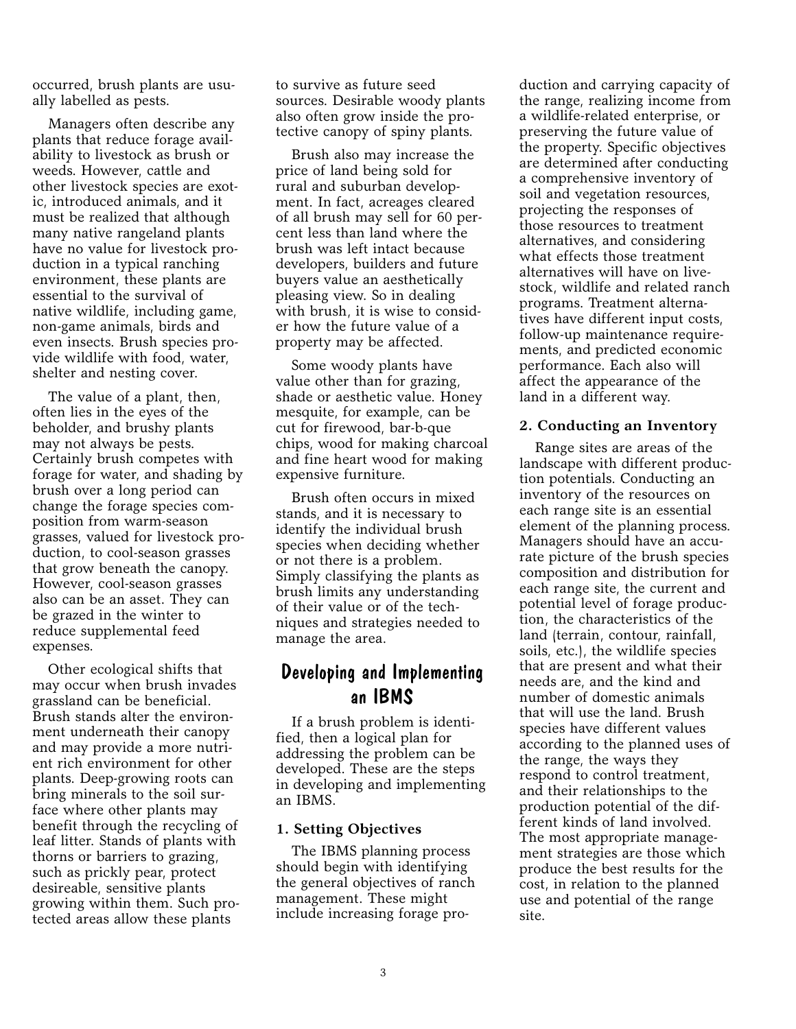occurred, brush plants are usually labelled as pests.

Managers often describe any plants that reduce forage availability to livestock as brush or weeds. However, cattle and other livestock species are exotic, introduced animals, and it must be realized that although many native rangeland plants have no value for livestock production in a typical ranching environment, these plants are essential to the survival of native wildlife, including game, non-game animals, birds and even insects. Brush species provide wildlife with food, water, shelter and nesting cover.

The value of a plant, then, often lies in the eyes of the beholder, and brushy plants may not always be pests. Certainly brush competes with forage for water, and shading by brush over a long period can change the forage species composition from warm-season grasses, valued for livestock production, to cool-season grasses that grow beneath the canopy. However, cool-season grasses also can be an asset. They can be grazed in the winter to reduce supplemental feed expenses.

Other ecological shifts that may occur when brush invades grassland can be beneficial. Brush stands alter the environment underneath their canopy and may provide a more nutrient rich environment for other plants. Deep-growing roots can bring minerals to the soil surface where other plants may benefit through the recycling of leaf litter. Stands of plants with thorns or barriers to grazing, such as prickly pear, protect desireable, sensitive plants growing within them. Such protected areas allow these plants to survive as future seed sources. Desirable woody plants also often grow inside the protective canopy of spiny plants.

Brush also may increase the price of land being sold for rural and suburban development. In fact, acreages cleared of all brush may sell for 60 percent less than land where the brush was left intact because developers, builders and future buyers value an aesthetically pleasing view. So in dealing with brush, it is wise to consider how the future value of a property may be affected.

Some woody plants have value other than for grazing, shade or aesthetic value. Honey mesquite, for example, can be cut for firewood, bar-b-que chips, wood for making charcoal and fine heart wood for making expensive furniture.

Brush often occurs in mixed stands, and it is necessary to identify the individual brush species when deciding whether or not there is a problem. Simply classifying the plants as brush limits any understanding of their value or of the techniques and strategies needed to manage the area.

## Developing and Implementing an IBMS

If a brush problem is identified, then a logical plan for addressing the problem can be developed. These are the steps in developing and implementing an IBMS.

### 1. Setting Objectives

The IBMS planning process should begin with identifying the general objectives of ranch management. These might include increasing forage production and carrying capacity of the range, realizing income from a wildlife-related enterprise, or preserving the future value of the property. Specific objectives are determined after conducting a comprehensive inventory of soil and vegetation resources, projecting the responses of those resources to treatment alternatives, and considering what effects those treatment alternatives will have on livestock, wildlife and related ranch programs. Treatment alternatives have different input costs, follow-up maintenance requirements, and predicted economic performance. Each also will affect the appearance of the land in a different way.

### 2. Conducting an Inventory

Range sites are areas of the landscape with different production potentials. Conducting an inventory of the resources on each range site is an essential element of the planning process. Managers should have an accurate picture of the brush species composition and distribution for each range site, the current and potential level of forage production, the characteristics of the land (terrain, contour, rainfall, soils, etc.), the wildlife species that are present and what their needs are, and the kind and number of domestic animals that will use the land. Brush species have different values according to the planned uses of the range, the ways they respond to control treatment, and their relationships to the production potential of the different kinds of land involved. The most appropriate management strategies are those which produce the best results for the cost, in relation to the planned use and potential of the range site.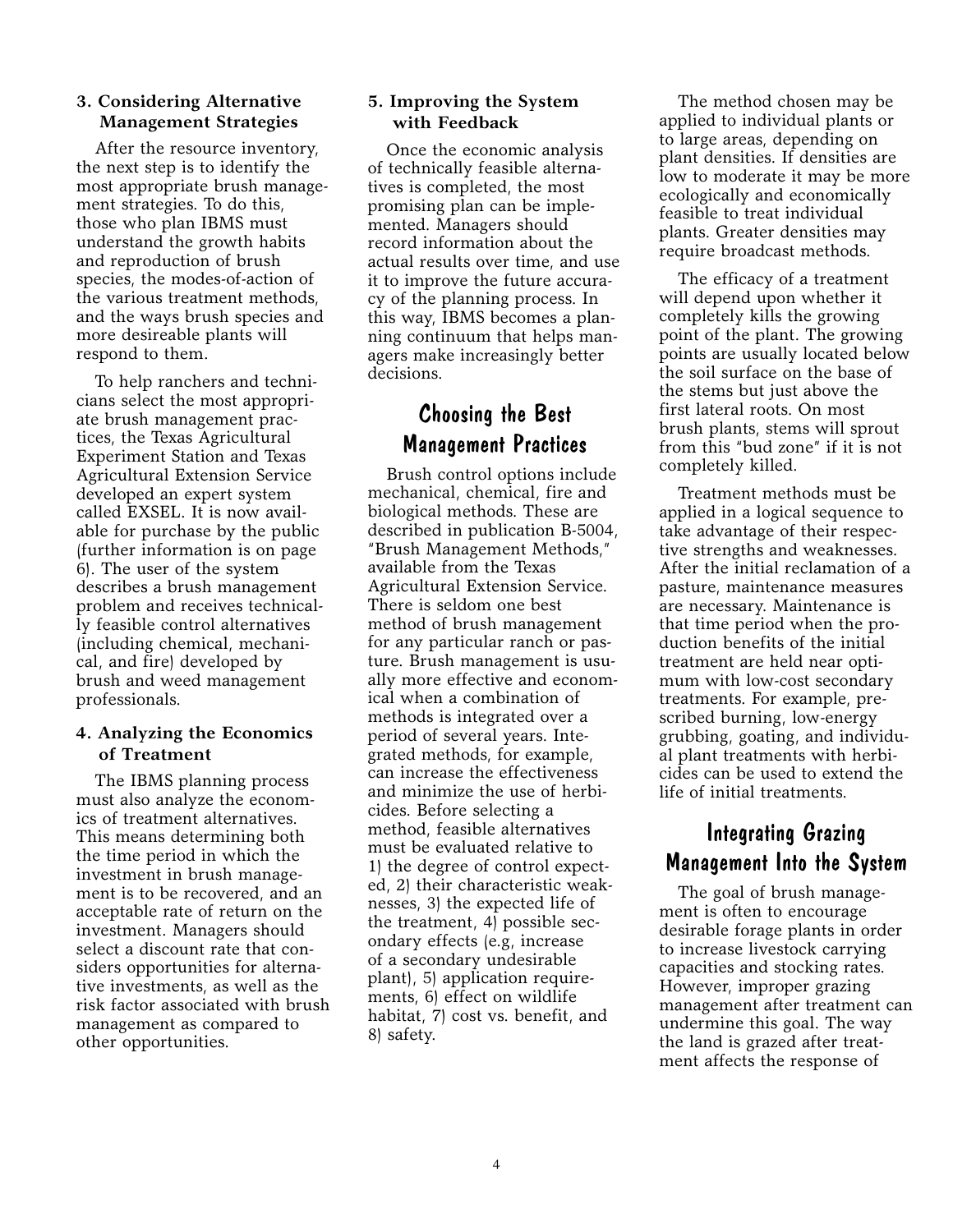### 3. Considering Alternative Management Strategies

After the resource inventory, the next step is to identify the most appropriate brush management strategies. To do this, those who plan IBMS must understand the growth habits and reproduction of brush species, the modes-of-action of the various treatment methods, and the ways brush species and more desireable plants will respond to them.

To help ranchers and technicians select the most appropriate brush management practices, the Texas Agricultural Experiment Station and Texas Agricultural Extension Service developed an expert system called EXSEL. It is now available for purchase by the public (further information is on page 6). The user of the system describes a brush management problem and receives technically feasible control alternatives (including chemical, mechanical, and fire) developed by brush and weed management professionals.

### 4. Analyzing the Economics of Treatment

The IBMS planning process must also analyze the economics of treatment alternatives. This means determining both the time period in which the investment in brush management is to be recovered, and an acceptable rate of return on the investment. Managers should select a discount rate that considers opportunities for alternative investments, as well as the risk factor associated with brush management as compared to other opportunities.

### 5. Improving the System with Feedback

Once the economic analysis of technically feasible alternatives is completed, the most promising plan can be implemented. Managers should record information about the actual results over time, and use it to improve the future accuracy of the planning process. In this way, IBMS becomes a planning continuum that helps managers make increasingly better decisions.

## Choosing the Best Management Practices

Brush control options include mechanical, chemical, fire and biological methods. These are described in publication B-5004, "Brush Management Methods," available from the Texas Agricultural Extension Service. There is seldom one best method of brush management for any particular ranch or pasture. Brush management is usually more effective and economical when a combination of methods is integrated over a period of several years. Integrated methods, for example, can increase the effectiveness and minimize the use of herbicides. Before selecting a method, feasible alternatives must be evaluated relative to 1) the degree of control expected, 2) their characteristic weaknesses, 3) the expected life of the treatment, 4) possible secondary effects (e.g, increase of a secondary undesirable plant), 5) application requirements, 6) effect on wildlife habitat, 7) cost vs. benefit, and 8) safety.

The method chosen may be applied to individual plants or to large areas, depending on plant densities. If densities are low to moderate it may be more ecologically and economically feasible to treat individual plants. Greater densities may require broadcast methods.

The efficacy of a treatment will depend upon whether it completely kills the growing point of the plant. The growing points are usually located below the soil surface on the base of the stems but just above the first lateral roots. On most brush plants, stems will sprout from this "bud zone" if it is not completely killed.

Treatment methods must be applied in a logical sequence to take advantage of their respective strengths and weaknesses. After the initial reclamation of a pasture, maintenance measures are necessary. Maintenance is that time period when the production benefits of the initial treatment are held near optimum with low-cost secondary treatments. For example, prescribed burning, low-energy grubbing, goating, and individual plant treatments with herbicides can be used to extend the life of initial treatments.

## Integrating Grazing Management Into the System

The goal of brush management is often to encourage desirable forage plants in order to increase livestock carrying capacities and stocking rates. However, improper grazing management after treatment can undermine this goal. The way the land is grazed after treatment affects the response of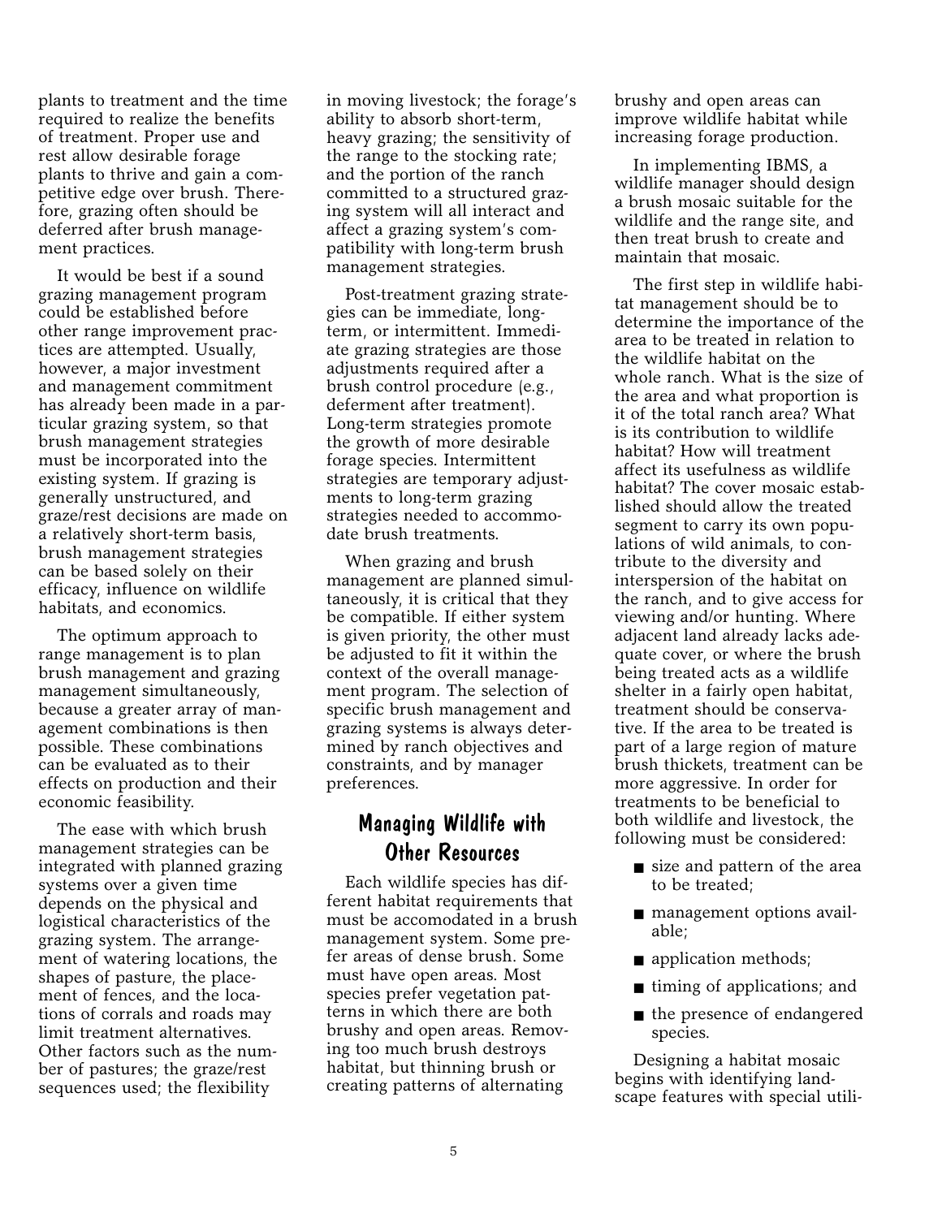plants to treatment and the time required to realize the benefits of treatment. Proper use and rest allow desirable forage plants to thrive and gain a competitive edge over brush. Therefore, grazing often should be deferred after brush management practices.

It would be best if a sound grazing management program could be established before other range improvement practices are attempted. Usually, however, a major investment and management commitment has already been made in a particular grazing system, so that brush management strategies must be incorporated into the existing system. If grazing is generally unstructured, and graze/rest decisions are made on a relatively short-term basis, brush management strategies can be based solely on their efficacy, influence on wildlife habitats, and economics.

The optimum approach to range management is to plan brush management and grazing management simultaneously, because a greater array of management combinations is then possible. These combinations can be evaluated as to their effects on production and their economic feasibility.

The ease with which brush management strategies can be integrated with planned grazing systems over a given time depends on the physical and logistical characteristics of the grazing system. The arrangement of watering locations, the shapes of pasture, the placement of fences, and the locations of corrals and roads may limit treatment alternatives. Other factors such as the number of pastures; the graze/rest sequences used; the flexibility in moving livestock; the forage's ability to absorb short-term, heavy grazing; the sensitivity of the range to the stocking rate; and the portion of the ranch committed to a structured grazing system will all interact and affect a grazing system's compatibility with long-term brush management strategies.

Post-treatment grazing strategies can be immediate, long-term, or intermittent. Immediate grazing strategies are those adjustments required after a brush control procedure (e.g., deferment after treatment). Long-term strategies promote the growth of more desirable forage species. Intermittent strategies are temporary adjustments to long-term grazing strategies needed to accommodate brush treatments.

When grazing and brush management are planned simultaneously, it is critical that they be compatible. If either system is given priority, the other must be adjusted to fit it within the context of the overall management program. The selection of specific brush management and grazing systems is always determined by ranch objectives and constraints, and by manager preferences.

## Managing Wildlife with Other Resources

Each wildlife species has different habitat requirements that must be accomodated in a brush management system. Some prefer areas of dense brush. Some must have open areas. Most species prefer vegetation patterns in which there are both brushy and open areas. Removing too much brush destroys habitat, but thinning brush or creating patterns of alternating brushy and open areas can improve wildlife habitat while increasing forage production.

In implementing IBMS, a wildlife manager should design a brush mosaic suitable for the wildlife and the range site, and then treat brush to create and maintain that mosaic.

The first step in wildlife habitat management should be to determine the importance of the area to be treated in relation to the wildlife habitat on the whole ranch. What is the size of the area and what proportion is it of the total ranch area? What is its contribution to wildlife habitat? How will treatment affect its usefulness as wildlife habitat? The cover mosaic established should allow the treated segment to carry its own populations of wild animals, to contribute to the diversity and interspersion of the habitat on the ranch, and to give access for viewing and/or hunting. Where adjacent land already lacks adequate cover, or where the brush being treated acts as a wildlife shelter in a fairly open habitat, treatment should be conservative. If the area to be treated is part of a large region of mature brush thickets, treatment can be more aggressive. In order for treatments to be beneficial to both wildlife and livestock, the following must be considered:

- size and pattern of the area to be treated;
- management options available;
- application methods;
- timing of applications; and
- the presence of endangered species.

Designing a habitat mosaic begins with identifying landscape features with special utili-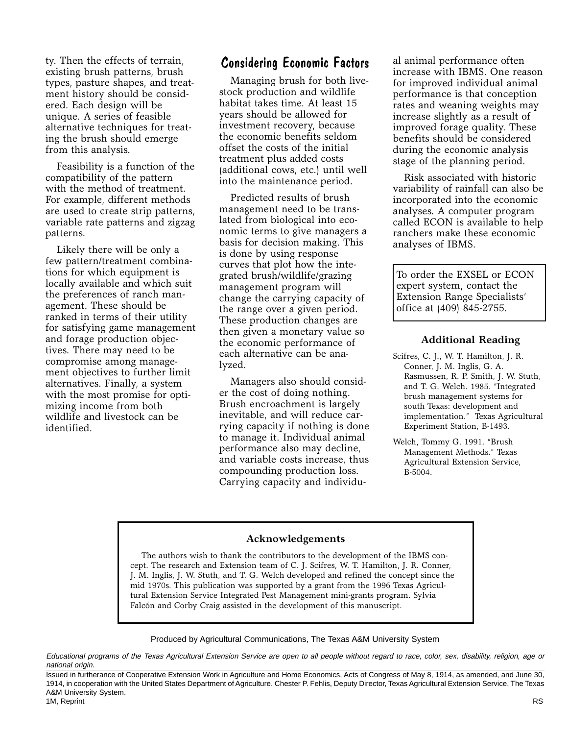ty. Then the effects of terrain, existing brush patterns, brush types, pasture shapes, and treatment history should be considered. Each design will be unique. A series of feasible alternative techniques for treating the brush should emerge from this analysis.

Feasibility is a function of the compatibility of the pattern with the method of treatment. For example, different methods are used to create strip patterns, variable rate patterns and zigzag patterns.

Likely there will be only a few pattern/treatment combinations for which equipment is locally available and which suit the preferences of ranch management. These should be ranked in terms of their utility for satisfying game management and forage production objectives. There may need to be compromise among management objectives to further limit alternatives. Finally, a system with the most promise for optimizing income from both wildlife and livestock can be identified.

## Considering Economic Factors

Managing brush for both livestock production and wildlife habitat takes time. At least 15 years should be allowed for investment recovery, because the economic benefits seldom offset the costs of the initial treatment plus added costs (additional cows, etc.) until well into the maintenance period.

Predicted results of brush management need to be translated from biological into economic terms to give managers a basis for decision making. This is done by using response curves that plot how the integrated brush/wildlife/grazing management program will change the carrying capacity of the range over a given period. These production changes are then given a monetary value so the economic performance of each alternative can be analyzed.

Managers also should consider the cost of doing nothing. Brush encroachment is largely inevitable, and will reduce carrying capacity if nothing is done to manage it. Individual animal performance also may decline, and variable costs increase, thus compounding production loss. Carrying capacity and individual animal performance often increase with IBMS. One reason for improved individual animal performance is that conception rates and weaning weights may increase slightly as a result of improved forage quality. These benefits should be considered during the economic analysis stage of the planning period.

Risk associated with historic variability of rainfall can also be incorporated into the economic analyses. A computer program called ECON is available to help ranchers make these economic analyses of IBMS.

To order the EXSEL or ECON expert system, contact the Extension Range Specialists' office at (409) 845-2755.

### Additional Reading

Scifres, C. J., W. T. Hamilton, J. R. Conner, J. M. Inglis, G. A. Rasmussen, R. P. Smith, J. W. Stuth, and T. G. Welch. 1985. "Integrated brush management systems for south Texas: development and implementation." Texas Agricultural Experiment Station, B-1493.

Welch, Tommy G. 1991. "Brush Management Methods." Texas Agricultural Extension Service, B-5004.

### Acknowledgements

The authors wish to thank the contributors to the development of the IBMS concept. The research and Extension team of C. J. Scifres, W. T. Hamilton, J. R. Conner, J. M. Inglis, J. W. Stuth, and T. G. Welch developed and refined the concept since the mid 1970s. This publication was supported by a grant from the 1996 Texas Agricultural Extension Service Integrated Pest Management mini-grants program. Sylvia Falcón and Corby Craig assisted in the development of this manuscript.

Produced by Agricultural Communications, The Texas A&M University System

*Educational programs of the Texas Agricultural Extension Service are open to all people without regard to race, color, sex, disability, religion, age or national origin.*

Issued in furtherance of Cooperative Extension Work in Agriculture and Home Economics, Acts of Congress of May 8, 1914, as amended, and June 30, 1914, in cooperation with the United States Department of Agriculture. Chester P. Fehlis, Deputy Director, Texas Agricultural Extension Service, The Texas A&M University System.

1M, Reprint RS